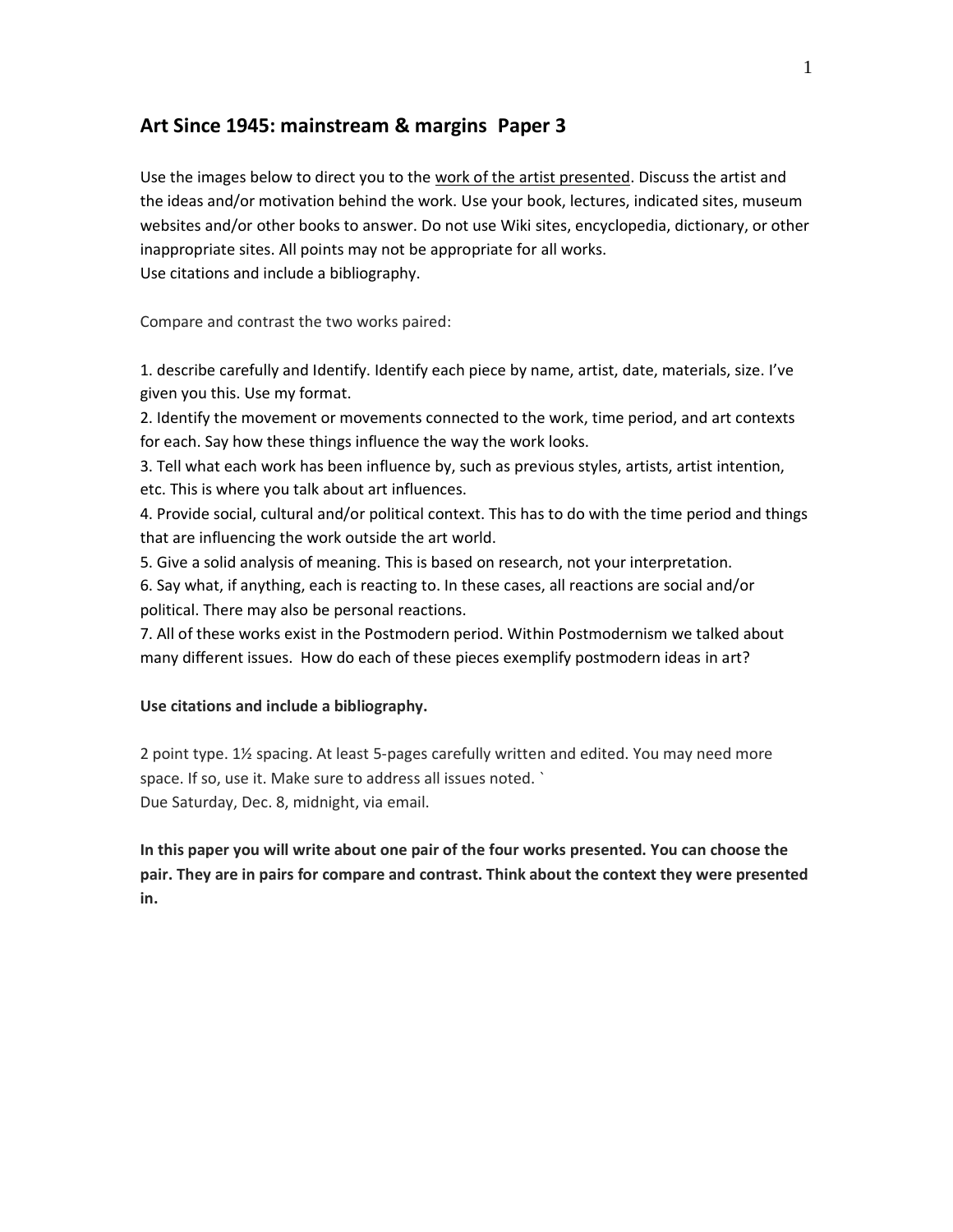## Art Since 1945: mainstream & margins Paper 3

Use the images below to direct you to the <u>work of the artist presented</u>. Discuss the artist and the ideas and/or motivation behind the work. Use your book, lectures, indicated sites, museum websites and/or other books to answer. Do not use Wiki sites, encyclopedia, dictionary, or other inappropriate sites. All points may not be appropriate for all works.
Use citations and include a bibliography.

Compare and contrast the two works paired:

1. describe carefully and Identify. Identify each piece by name, artist, date, materials, size. I've given you this. Use my format.
2. Identify the movement or movements connected to the work, time period, and art contexts for each. Say how these things influence the way the work looks.
3. Tell what each work has been influence by, such as previous styles, artists, artist intention, etc. This is where you talk about art influences.
4. Provide social, cultural and/or political context. This has to do with the time period and things that are influencing the work outside the art world.
5. Give a solid analysis of meaning. This is based on research, not your interpretation.
6. Say what, if anything, each is reacting to. In these cases, all reactions are social and/or political. There may also be personal reactions.
7. All of these works exist in the Postmodern period. Within Postmodernism we talked about many different issues. How do each of these pieces exemplify postmodern ideas in art?

**Use citations and include a bibliography.**

2 point type. 1½ spacing. At least 5-pages carefully written and edited. You may need more space. If so, use it. Make sure to address all issues noted. `
Due Saturday, Dec. 8, midnight, via email.

**In this paper you will write about one pair of the four works presented. You can choose the pair. They are in pairs for compare and contrast. Think about the context they were presented in.**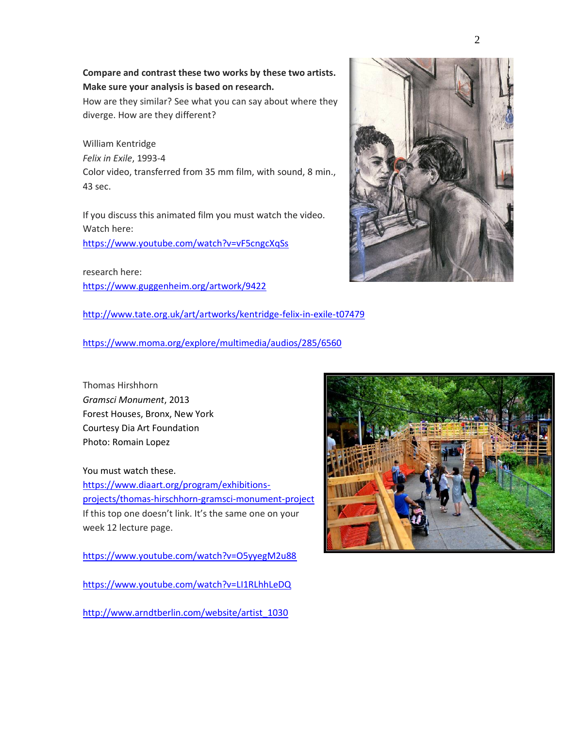**Compare and contrast these two works by these two artists. Make sure your analysis is based on research.**
How are they similar? See what you can say about where they diverge. How are they different?

William Kentridge
*Felix in Exile*, 1993-4
Color video, transferred from 35 mm film, with sound, 8 min., 43 sec.

If you discuss this animated film you must watch the video. Watch here:
https://www.youtube.com/watch?v=vF5cngcXqSs

research here:
https://www.guggenheim.org/artwork/9422

http://www.tate.org.uk/art/artworks/kentridge-felix-in-exile-t07479

https://www.moma.org/explore/multimedia/audios/285/6560

Thomas Hirshhorn
*Gramsci Monument*, 2013
Forest Houses, Bronx, New York
Courtesy Dia Art Foundation
Photo: Romain Lopez

You must watch these.
https://www.diaart.org/program/exhibitions-projects/thomas-hirschhorn-gramsci-monument-project
If this top one doesn't link. It's the same one on your week 12 lecture page.

https://www.youtube.com/watch?v=O5yyegM2u88

https://www.youtube.com/watch?v=LI1RLhhLeDQ

http://www.arndtberlin.com/website/artist_1030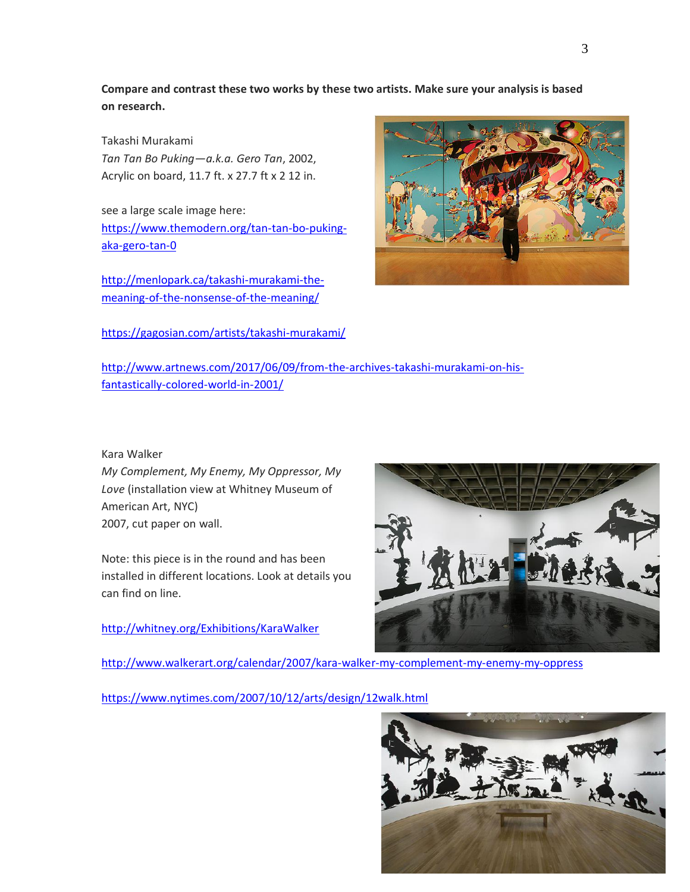**Compare and contrast these two works by these two artists. Make sure your analysis is based on research.**

Takashi Murakami
*Tan Tan Bo Puking—a.k.a. Gero Tan*, 2002,
Acrylic on board, 11.7 ft. x 27.7 ft x 2 12 in.

see a large scale image here:
https://www.themodern.org/tan-tan-bo-puking-aka-gero-tan-0

http://menlopark.ca/takashi-murakami-the-meaning-of-the-nonsense-of-the-meaning/

https://gagosian.com/artists/takashi-murakami/

http://www.artnews.com/2017/06/09/from-the-archives-takashi-murakami-on-his-fantastically-colored-world-in-2001/

Kara Walker
*My Complement, My Enemy, My Oppressor, My Love* (installation view at Whitney Museum of American Art, NYC)
2007, cut paper on wall.

Note: this piece is in the round and has been installed in different locations. Look at details you can find on line.

http://whitney.org/Exhibitions/KaraWalker

http://www.walkerart.org/calendar/2007/kara-walker-my-complement-my-enemy-my-oppress

https://www.nytimes.com/2007/10/12/arts/design/12walk.html